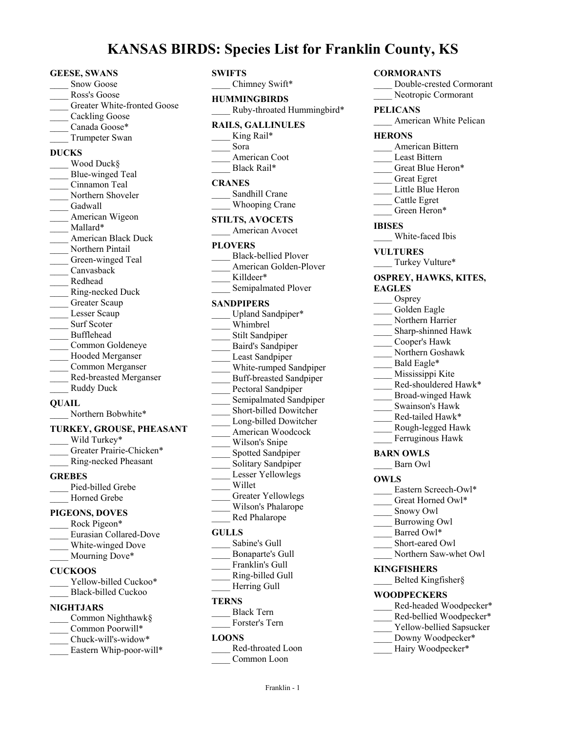# KANSAS BIRDS: Species List for Franklin County, KS

**GEESE, SWANS**

____ Snow Goose
____ Ross's Goose
____ Greater White-fronted Goose
____ Cackling Goose
____ Canada Goose*
____ Trumpeter Swan

**DUCKS**

____ Wood Duck§
____ Blue-winged Teal
____ Cinnamon Teal
____ Northern Shoveler
____ Gadwall
____ American Wigeon
____ Mallard*
____ American Black Duck
____ Northern Pintail
____ Green-winged Teal
____ Canvasback
____ Redhead
____ Ring-necked Duck
____ Greater Scaup
____ Lesser Scaup
____ Surf Scoter
____ Bufflehead
____ Common Goldeneye
____ Hooded Merganser
____ Common Merganser
____ Red-breasted Merganser
____ Ruddy Duck

**QUAIL**

____ Northern Bobwhite*

**TURKEY, GROUSE, PHEASANT**

____ Wild Turkey*
____ Greater Prairie-Chicken*
____ Ring-necked Pheasant

**GREBES**

____ Pied-billed Grebe
____ Horned Grebe

**PIGEONS, DOVES**

____ Rock Pigeon*
____ Eurasian Collared-Dove
____ White-winged Dove
____ Mourning Dove*

**CUCKOOS**

____ Yellow-billed Cuckoo*
____ Black-billed Cuckoo

**NIGHTJARS**

____ Common Nighthawk§
____ Common Poorwill*
____ Chuck-will's-widow*
____ Eastern Whip-poor-will*

**SWIFTS**

____ Chimney Swift*

**HUMMINGBIRDS**

____ Ruby-throated Hummingbird*

**RAILS, GALLINULES**

____ King Rail*
____ Sora
____ American Coot
____ Black Rail*

**CRANES**

____ Sandhill Crane
____ Whooping Crane

**STILTS, AVOCETS**

____ American Avocet

**PLOVERS**

____ Black-bellied Plover
____ American Golden-Plover
____ Killdeer*
____ Semipalmated Plover

**SANDPIPERS**

____ Upland Sandpiper*
____ Whimbrel
____ Stilt Sandpiper
____ Baird's Sandpiper
____ Least Sandpiper
____ White-rumped Sandpiper
____ Buff-breasted Sandpiper
____ Pectoral Sandpiper
____ Semipalmated Sandpiper
____ Short-billed Dowitcher
____ Long-billed Dowitcher
____ American Woodcock
____ Wilson's Snipe
____ Spotted Sandpiper
____ Solitary Sandpiper
____ Lesser Yellowlegs
____ Willet
____ Greater Yellowlegs
____ Wilson's Phalarope
____ Red Phalarope

**GULLS**

____ Sabine's Gull
____ Bonaparte's Gull
____ Franklin's Gull
____ Ring-billed Gull
____ Herring Gull

**TERNS**

____ Black Tern
____ Forster's Tern

**LOONS**

____ Red-throated Loon
____ Common Loon

**CORMORANTS**

____ Double-crested Cormorant
____ Neotropic Cormorant

**PELICANS**

____ American White Pelican

**HERONS**

____ American Bittern
____ Least Bittern
____ Great Blue Heron*
____ Great Egret
____ Little Blue Heron
____ Cattle Egret
____ Green Heron*

**IBISES**

____ White-faced Ibis

**VULTURES**

____ Turkey Vulture*

**OSPREY, HAWKS, KITES, EAGLES**

____ Osprey
____ Golden Eagle
____ Northern Harrier
____ Sharp-shinned Hawk
____ Cooper's Hawk
____ Northern Goshawk
____ Bald Eagle*
____ Mississippi Kite
____ Red-shouldered Hawk*
____ Broad-winged Hawk
____ Swainson's Hawk
____ Red-tailed Hawk*
____ Rough-legged Hawk
____ Ferruginous Hawk

**BARN OWLS**

____ Barn Owl

**OWLS**

____ Eastern Screech-Owl*
____ Great Horned Owl*
____ Snowy Owl
____ Burrowing Owl
____ Barred Owl*
____ Short-eared Owl
____ Northern Saw-whet Owl

**KINGFISHERS**

____ Belted Kingfisher§

**WOODPECKERS**

____ Red-headed Woodpecker*
____ Red-bellied Woodpecker*
____ Yellow-bellied Sapsucker
____ Downy Woodpecker*
____ Hairy Woodpecker*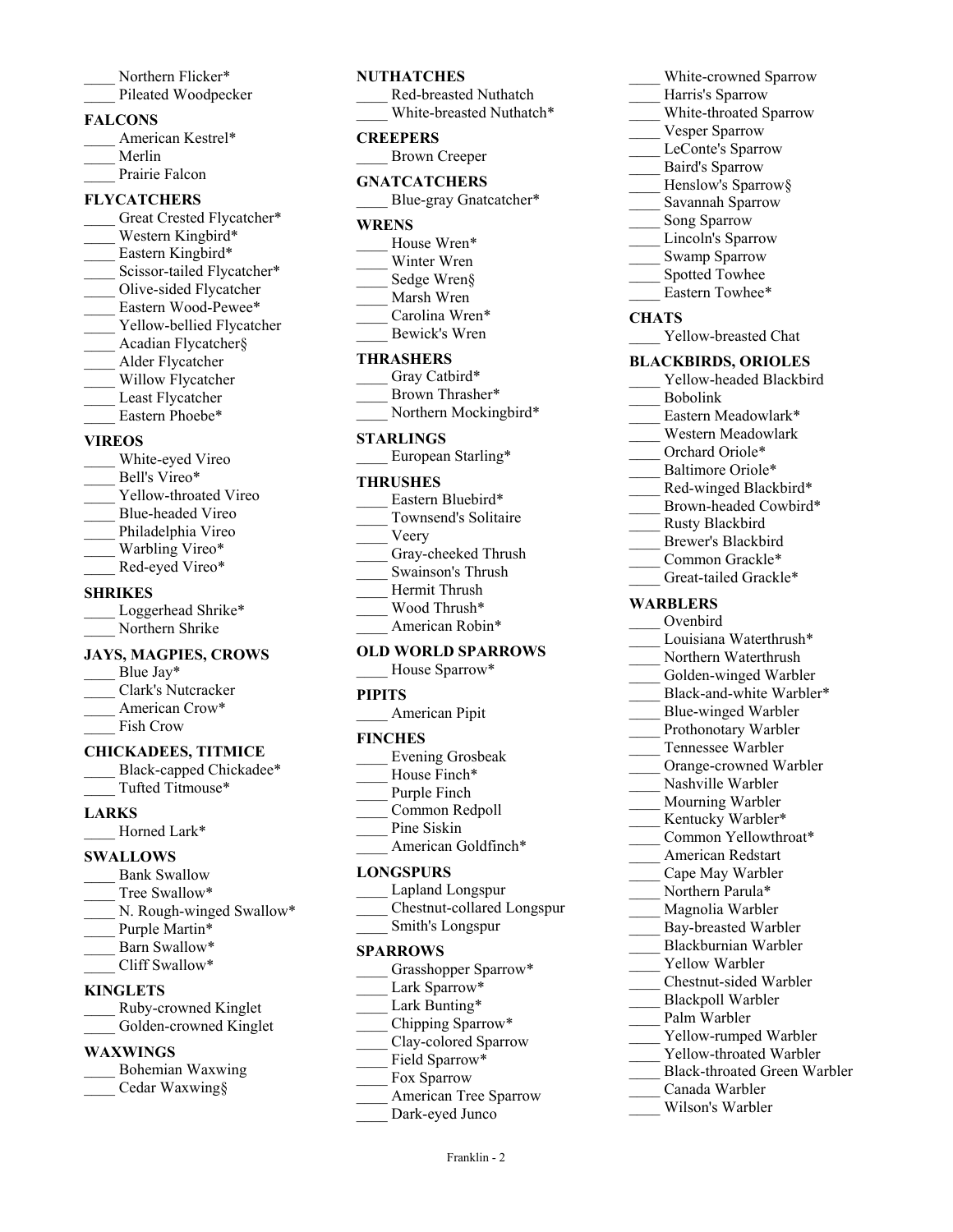____ Northern Flicker*
____ Pileated Woodpecker

**FALCONS**
____ American Kestrel*
____ Merlin
____ Prairie Falcon

**FLYCATCHERS**
____ Great Crested Flycatcher*
____ Western Kingbird*
____ Eastern Kingbird*
____ Scissor-tailed Flycatcher*
____ Olive-sided Flycatcher
____ Eastern Wood-Pewee*
____ Yellow-bellied Flycatcher
____ Acadian Flycatcher§
____ Alder Flycatcher
____ Willow Flycatcher
____ Least Flycatcher
____ Eastern Phoebe*

**VIREOS**
____ White-eyed Vireo
____ Bell's Vireo*
____ Yellow-throated Vireo
____ Blue-headed Vireo
____ Philadelphia Vireo
____ Warbling Vireo*
____ Red-eyed Vireo*

**SHRIKES**
____ Loggerhead Shrike*
____ Northern Shrike

**JAYS, MAGPIES, CROWS**
____ Blue Jay*
____ Clark's Nutcracker
____ American Crow*
____ Fish Crow

**CHICKADEES, TITMICE**
____ Black-capped Chickadee*
____ Tufted Titmouse*

**LARKS**
____ Horned Lark*

**SWALLOWS**
____ Bank Swallow
____ Tree Swallow*
____ N. Rough-winged Swallow*
____ Purple Martin*
____ Barn Swallow*
____ Cliff Swallow*

**KINGLETS**
____ Ruby-crowned Kinglet
____ Golden-crowned Kinglet

**WAXWINGS**
____ Bohemian Waxwing
____ Cedar Waxwing§

**NUTHATCHES**
____ Red-breasted Nuthatch
____ White-breasted Nuthatch*

**CREEPERS**
____ Brown Creeper

**GNATCATCHERS**
____ Blue-gray Gnatcatcher*

**WRENS**
____ House Wren*
____ Winter Wren
____ Sedge Wren§
____ Marsh Wren
____ Carolina Wren*
____ Bewick's Wren

**THRASHERS**
____ Gray Catbird*
____ Brown Thrasher*
____ Northern Mockingbird*

**STARLINGS**
____ European Starling*

**THRUSHES**
____ Eastern Bluebird*
____ Townsend's Solitaire
____ Veery
____ Gray-cheeked Thrush
____ Swainson's Thrush
____ Hermit Thrush
____ Wood Thrush*
____ American Robin*

**OLD WORLD SPARROWS**
____ House Sparrow*

**PIPITS**
____ American Pipit

**FINCHES**
____ Evening Grosbeak
____ House Finch*
____ Purple Finch
____ Common Redpoll
____ Pine Siskin
____ American Goldfinch*

**LONGSPURS**
____ Lapland Longspur
____ Chestnut-collared Longspur
____ Smith's Longspur

**SPARROWS**
____ Grasshopper Sparrow*
____ Lark Sparrow*
____ Lark Bunting*
____ Chipping Sparrow*
____ Clay-colored Sparrow
____ Field Sparrow*
____ Fox Sparrow
____ American Tree Sparrow
____ Dark-eyed Junco
____ White-crowned Sparrow
____ Harris's Sparrow
____ White-throated Sparrow
____ Vesper Sparrow
____ LeConte's Sparrow
____ Baird's Sparrow
____ Henslow's Sparrow§
____ Savannah Sparrow
____ Song Sparrow
____ Lincoln's Sparrow
____ Swamp Sparrow
____ Spotted Towhee
____ Eastern Towhee*

**CHATS**
____ Yellow-breasted Chat

**BLACKBIRDS, ORIOLES**
____ Yellow-headed Blackbird
____ Bobolink
____ Eastern Meadowlark*
____ Western Meadowlark
____ Orchard Oriole*
____ Baltimore Oriole*
____ Red-winged Blackbird*
____ Brown-headed Cowbird*
____ Rusty Blackbird
____ Brewer's Blackbird
____ Common Grackle*
____ Great-tailed Grackle*

**WARBLERS**
____ Ovenbird
____ Louisiana Waterthrush*
____ Northern Waterthrush
____ Golden-winged Warbler
____ Black-and-white Warbler*
____ Blue-winged Warbler
____ Prothonotary Warbler
____ Tennessee Warbler
____ Orange-crowned Warbler
____ Nashville Warbler
____ Mourning Warbler
____ Kentucky Warbler*
____ Common Yellowthroat*
____ American Redstart
____ Cape May Warbler
____ Northern Parula*
____ Magnolia Warbler
____ Bay-breasted Warbler
____ Blackburnian Warbler
____ Yellow Warbler
____ Chestnut-sided Warbler
____ Blackpoll Warbler
____ Palm Warbler
____ Yellow-rumped Warbler
____ Yellow-throated Warbler
____ Black-throated Green Warbler
____ Canada Warbler
____ Wilson's Warbler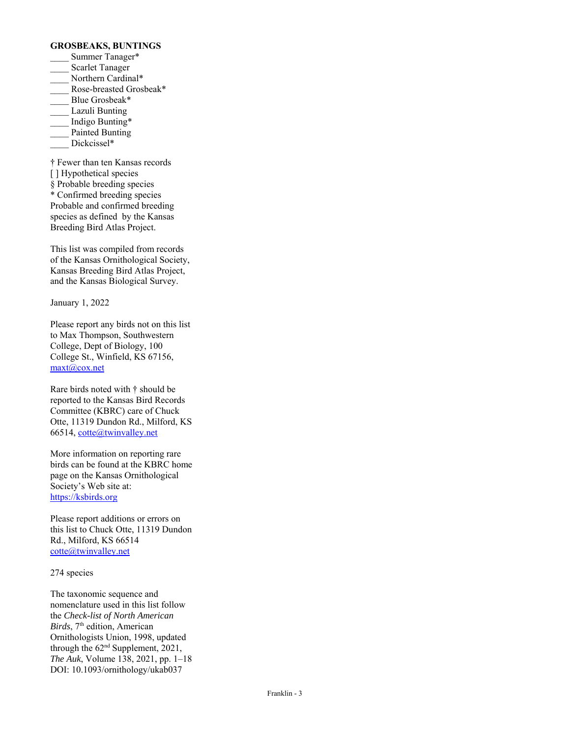**GROSBEAKS, BUNTINGS**

____ Summer Tanager*
____ Scarlet Tanager
____ Northern Cardinal*
____ Rose-breasted Grosbeak*
____ Blue Grosbeak*
____ Lazuli Bunting
____ Indigo Bunting*
____ Painted Bunting
____ Dickcissel*

† Fewer than ten Kansas records
[ ] Hypothetical species
§ Probable breeding species
* Confirmed breeding species
Probable and confirmed breeding species as defined by the Kansas Breeding Bird Atlas Project.

This list was compiled from records of the Kansas Ornithological Society, Kansas Breeding Bird Atlas Project, and the Kansas Biological Survey.

January 1, 2022

Please report any birds not on this list to Max Thompson, Southwestern College, Dept of Biology, 100 College St., Winfield, KS 67156, maxt@cox.net

Rare birds noted with † should be reported to the Kansas Bird Records Committee (KBRC) care of Chuck Otte, 11319 Dundon Rd., Milford, KS 66514, cotte@twinvalley.net

More information on reporting rare birds can be found at the KBRC home page on the Kansas Ornithological Society's Web site at: https://ksbirds.org

Please report additions or errors on this list to Chuck Otte, 11319 Dundon Rd., Milford, KS 66514 cotte@twinvalley.net

274 species

The taxonomic sequence and nomenclature used in this list follow the *Check-list of North American Birds*, 7th edition, American Ornithologists Union, 1998, updated through the 62nd Supplement, 2021, *The Auk*, Volume 138, 2021, pp. 1–18 DOI: 10.1093/ornithology/ukab037